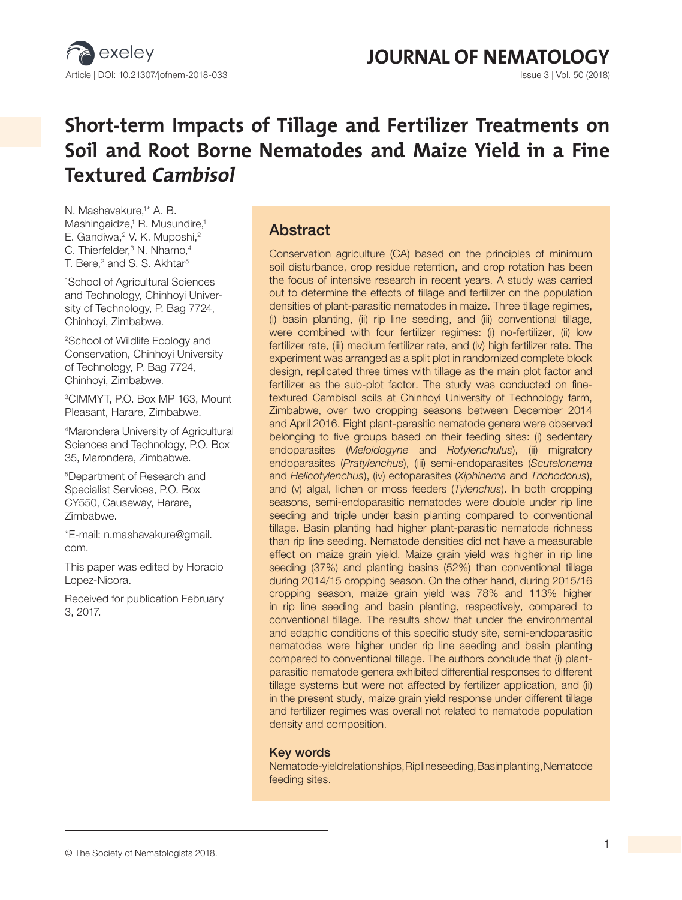# Short-term Impacts of Tillage and Fertilizer Treatments on Soil and Root Borne Nematodes and Maize Yield in a Fine Textured *Cambisol*

N. Mashavakure,[1]* A. B. Mashingaidze,[1] R. Musundire,[1] E. Gandiwa,[2] V. K. Muposhi,[2] C. Thierfelder,[3] N. Nhamo,[4] T. Bere,[2] and S. S. Akhtar[5]

[1]School of Agricultural Sciences and Technology, Chinhoyi University of Technology, P. Bag 7724, Chinhoyi, Zimbabwe.

[2]School of Wildlife Ecology and Conservation, Chinhoyi University of Technology, P. Bag 7724, Chinhoyi, Zimbabwe.

[3]CIMMYT, P.O. Box MP 163, Mount Pleasant, Harare, Zimbabwe.

[4]Marondera University of Agricultural Sciences and Technology, P.O. Box 35, Marondera, Zimbabwe.

[5]Department of Research and Specialist Services, P.O. Box CY550, Causeway, Harare, Zimbabwe.

*E-mail: n.mashavakure@gmail.com.

This paper was edited by Horacio Lopez-Nicora.

Received for publication February 3, 2017.

## Abstract

Conservation agriculture (CA) based on the principles of minimum soil disturbance, crop residue retention, and crop rotation has been the focus of intensive research in recent years. A study was carried out to determine the effects of tillage and fertilizer on the population densities of plant-parasitic nematodes in maize. Three tillage regimes, (i) basin planting, (ii) rip line seeding, and (iii) conventional tillage, were combined with four fertilizer regimes: (i) no-fertilizer, (ii) low fertilizer rate, (iii) medium fertilizer rate, and (iv) high fertilizer rate. The experiment was arranged as a split plot in randomized complete block design, replicated three times with tillage as the main plot factor and fertilizer as the sub-plot factor. The study was conducted on fine-textured Cambisol soils at Chinhoyi University of Technology farm, Zimbabwe, over two cropping seasons between December 2014 and April 2016. Eight plant-parasitic nematode genera were observed belonging to five groups based on their feeding sites: (i) sedentary endoparasites (*Meloidogyne* and *Rotylenchulus*), (ii) migratory endoparasites (*Pratylenchus*), (iii) semi-endoparasites (*Scutelonema* and *Helicotylenchus*), (iv) ectoparasites (*Xiphinema* and *Trichodorus*), and (v) algal, lichen or moss feeders (*Tylenchus*). In both cropping seasons, semi-endoparasitic nematodes were double under rip line seeding and triple under basin planting compared to conventional tillage. Basin planting had higher plant-parasitic nematode richness than rip line seeding. Nematode densities did not have a measurable effect on maize grain yield. Maize grain yield was higher in rip line seeding (37%) and planting basins (52%) than conventional tillage during 2014/15 cropping season. On the other hand, during 2015/16 cropping season, maize grain yield was 78% and 113% higher in rip line seeding and basin planting, respectively, compared to conventional tillage. The results show that under the environmental and edaphic conditions of this specific study site, semi-endoparasitic nematodes were higher under rip line seeding and basin planting compared to conventional tillage. The authors conclude that (i) plant-parasitic nematode genera exhibited differential responses to different tillage systems but were not affected by fertilizer application, and (ii) in the present study, maize grain yield response under different tillage and fertilizer regimes was overall not related to nematode population density and composition.

### Key words

Nematode-yield relationships, Rip line seeding, Basin planting, Nematode feeding sites.

© The Society of Nematologists 2018.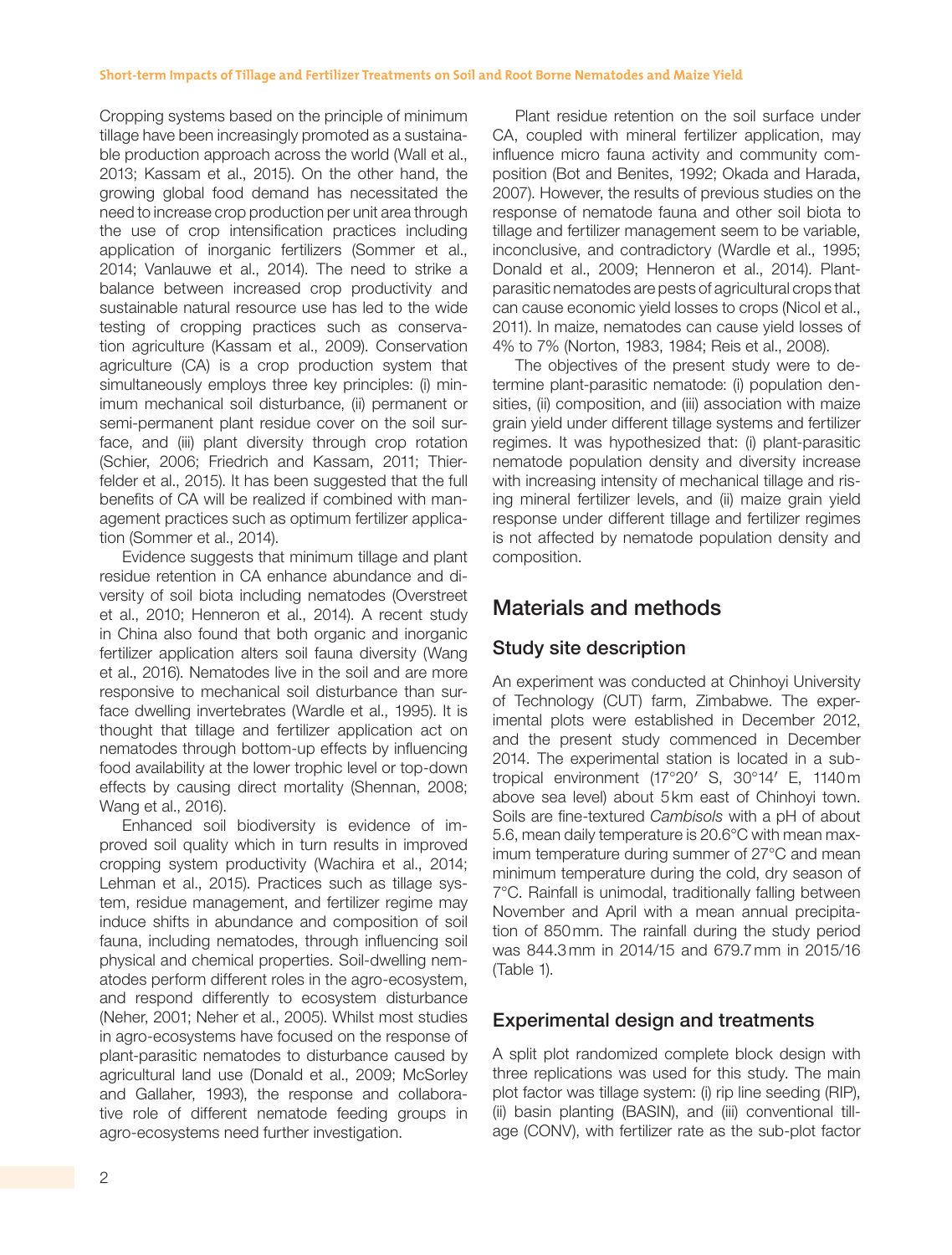Cropping systems based on the principle of minimum tillage have been increasingly promoted as a sustainable production approach across the world (Wall et al., 2013; Kassam et al., 2015). On the other hand, the growing global food demand has necessitated the need to increase crop production per unit area through the use of crop intensification practices including application of inorganic fertilizers (Sommer et al., 2014; Vanlauwe et al., 2014). The need to strike a balance between increased crop productivity and sustainable natural resource use has led to the wide testing of cropping practices such as conservation agriculture (Kassam et al., 2009). Conservation agriculture (CA) is a crop production system that simultaneously employs three key principles: (i) minimum mechanical soil disturbance, (ii) permanent or semi-permanent plant residue cover on the soil surface, and (iii) plant diversity through crop rotation (Schier, 2006; Friedrich and Kassam, 2011; Thierfelder et al., 2015). It has been suggested that the full benefits of CA will be realized if combined with management practices such as optimum fertilizer application (Sommer et al., 2014).

Evidence suggests that minimum tillage and plant residue retention in CA enhance abundance and diversity of soil biota including nematodes (Overstreet et al., 2010; Henneron et al., 2014). A recent study in China also found that both organic and inorganic fertilizer application alters soil fauna diversity (Wang et al., 2016). Nematodes live in the soil and are more responsive to mechanical soil disturbance than surface dwelling invertebrates (Wardle et al., 1995). It is thought that tillage and fertilizer application act on nematodes through bottom-up effects by influencing food availability at the lower trophic level or top-down effects by causing direct mortality (Shennan, 2008; Wang et al., 2016).

Enhanced soil biodiversity is evidence of improved soil quality which in turn results in improved cropping system productivity (Wachira et al., 2014; Lehman et al., 2015). Practices such as tillage system, residue management, and fertilizer regime may induce shifts in abundance and composition of soil fauna, including nematodes, through influencing soil physical and chemical properties. Soil-dwelling nematodes perform different roles in the agro-ecosystem, and respond differently to ecosystem disturbance (Neher, 2001; Neher et al., 2005). Whilst most studies in agro-ecosystems have focused on the response of plant-parasitic nematodes to disturbance caused by agricultural land use (Donald et al., 2009; McSorley and Gallaher, 1993), the response and collaborative role of different nematode feeding groups in agro-ecosystems need further investigation.

Plant residue retention on the soil surface under CA, coupled with mineral fertilizer application, may influence micro fauna activity and community composition (Bot and Benites, 1992; Okada and Harada, 2007). However, the results of previous studies on the response of nematode fauna and other soil biota to tillage and fertilizer management seem to be variable, inconclusive, and contradictory (Wardle et al., 1995; Donald et al., 2009; Henneron et al., 2014). Plant-parasitic nematodes are pests of agricultural crops that can cause economic yield losses to crops (Nicol et al., 2011). In maize, nematodes can cause yield losses of 4% to 7% (Norton, 1983, 1984; Reis et al., 2008).

The objectives of the present study were to determine plant-parasitic nematode: (i) population densities, (ii) composition, and (iii) association with maize grain yield under different tillage systems and fertilizer regimes. It was hypothesized that: (i) plant-parasitic nematode population density and diversity increase with increasing intensity of mechanical tillage and rising mineral fertilizer levels, and (ii) maize grain yield response under different tillage and fertilizer regimes is not affected by nematode population density and composition.

## Materials and methods

### Study site description

An experiment was conducted at Chinhoyi University of Technology (CUT) farm, Zimbabwe. The experimental plots were established in December 2012, and the present study commenced in December 2014. The experimental station is located in a subtropical environment (17°20′ S, 30°14′ E, 1140 m above sea level) about 5 km east of Chinhoyi town. Soils are fine-textured *Cambisols* with a pH of about 5.6, mean daily temperature is 20.6°C with mean maximum temperature during summer of 27°C and mean minimum temperature during the cold, dry season of 7°C. Rainfall is unimodal, traditionally falling between November and April with a mean annual precipitation of 850 mm. The rainfall during the study period was 844.3 mm in 2014/15 and 679.7 mm in 2015/16 (Table 1).

### Experimental design and treatments

A split plot randomized complete block design with three replications was used for this study. The main plot factor was tillage system: (i) rip line seeding (RIP), (ii) basin planting (BASIN), and (iii) conventional tillage (CONV), with fertilizer rate as the sub-plot factor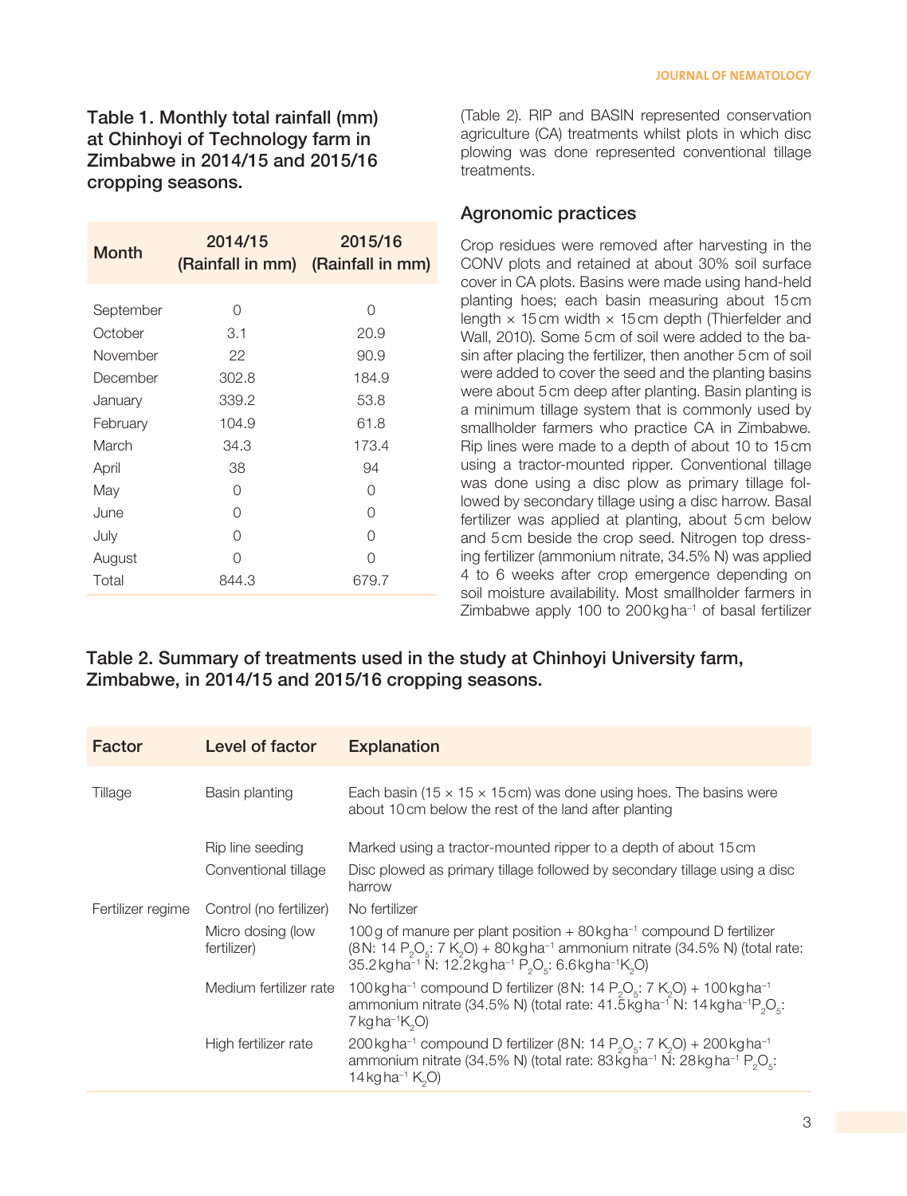**Table 1. Monthly total rainfall (mm) at Chinhoyi of Technology farm in Zimbabwe in 2014/15 and 2015/16 cropping seasons.**

| Month | 2014/15 (Rainfall in mm) | 2015/16 (Rainfall in mm) |
|---|---|---|
| September | 0 | 0 |
| October | 3.1 | 20.9 |
| November | 22 | 90.9 |
| December | 302.8 | 184.9 |
| January | 339.2 | 53.8 |
| February | 104.9 | 61.8 |
| March | 34.3 | 173.4 |
| April | 38 | 94 |
| May | 0 | 0 |
| June | 0 | 0 |
| July | 0 | 0 |
| August | 0 | 0 |
| Total | 844.3 | 679.7 |

(Table 2). RIP and BASIN represented conservation agriculture (CA) treatments whilst plots in which disc plowing was done represented conventional tillage treatments.

## Agronomic practices

Crop residues were removed after harvesting in the CONV plots and retained at about 30% soil surface cover in CA plots. Basins were made using hand-held planting hoes; each basin measuring about 15 cm length × 15 cm width × 15 cm depth (Thierfelder and Wall, 2010). Some 5 cm of soil were added to the basin after placing the fertilizer, then another 5 cm of soil were added to cover the seed and the planting basins were about 5 cm deep after planting. Basin planting is a minimum tillage system that is commonly used by smallholder farmers who practice CA in Zimbabwe. Rip lines were made to a depth of about 10 to 15 cm using a tractor-mounted ripper. Conventional tillage was done using a disc plow as primary tillage followed by secondary tillage using a disc harrow. Basal fertilizer was applied at planting, about 5 cm below and 5 cm beside the crop seed. Nitrogen top dressing fertilizer (ammonium nitrate, 34.5% N) was applied 4 to 6 weeks after crop emergence depending on soil moisture availability. Most smallholder farmers in Zimbabwe apply 100 to 200 kg $ha^{-1}$ of basal fertilizer

**Table 2. Summary of treatments used in the study at Chinhoyi University farm, Zimbabwe, in 2014/15 and 2015/16 cropping seasons.**

| Factor | Level of factor | Explanation |
|---|---|---|
| Tillage | Basin planting | Each basin (15 × 15 × 15 cm) was done using hoes. The basins were about 10 cm below the rest of the land after planting |
| | Rip line seeding | Marked using a tractor-mounted ripper to a depth of about 15 cm |
| | Conventional tillage | Disc plowed as primary tillage followed by secondary tillage using a disc harrow |
| Fertilizer regime | Control (no fertilizer) | No fertilizer |
| | Micro dosing (low fertilizer) | 100 g of manure per plant position + 80 kg $ha^{-1}$ compound D fertilizer (8N: 14 $P_2O_5$: 7 $K_2O$) + 80 kg $ha^{-1}$ ammonium nitrate (34.5% N) (total rate: 35.2 kg $ha^{-1}$ N: 12.2 kg $ha^{-1}$ $P_2O_5$: 6.6 kg $ha^{-1}$ $K_2O$) |
| | Medium fertilizer rate | 100 kg $ha^{-1}$ compound D fertilizer (8N: 14 $P_2O_5$: 7 $K_2O$) + 100 kg $ha^{-1}$ ammonium nitrate (34.5% N) (total rate: 41.5 kg $ha^{-1}$ N: 14 kg $ha^{-1}$ $P_2O_5$: 7 kg $ha^{-1}$ $K_2O$) |
| | High fertilizer rate | 200 kg $ha^{-1}$ compound D fertilizer (8N: 14 $P_2O_5$: 7 $K_2O$) + 200 kg $ha^{-1}$ ammonium nitrate (34.5% N) (total rate: 83 kg $ha^{-1}$ N: 28 kg $ha^{-1}$ $P_2O_5$: 14 kg $ha^{-1}$ $K_2O$) |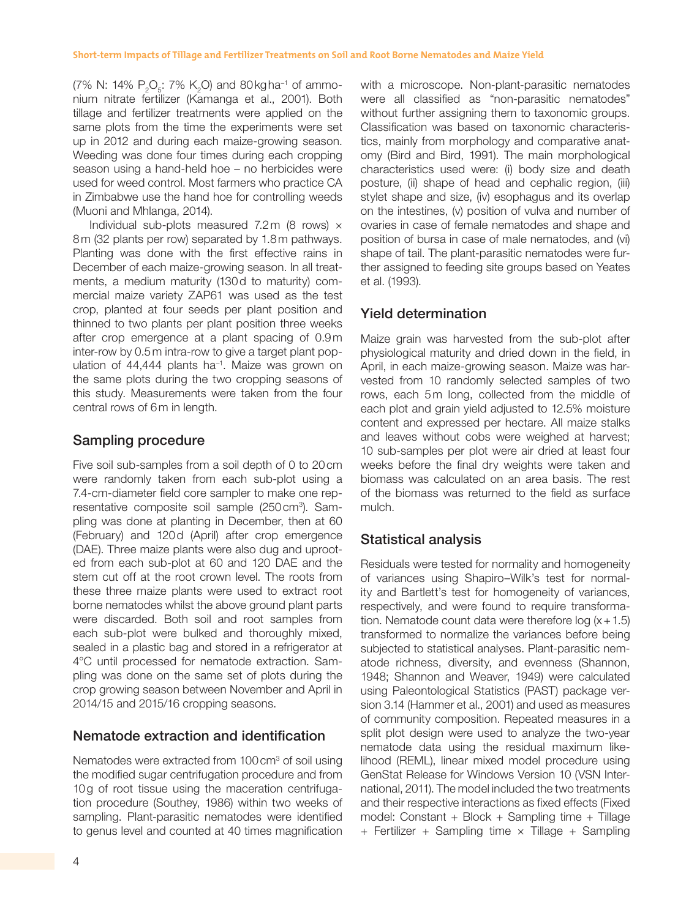(7% N: 14% $P_2O_5$: 7% $K_2O$) and 80 kg ha$^{-1}$ of ammonium nitrate fertilizer (Kamanga et al., 2001). Both tillage and fertilizer treatments were applied on the same plots from the time the experiments were set up in 2012 and during each maize-growing season. Weeding was done four times during each cropping season using a hand-held hoe – no herbicides were used for weed control. Most farmers who practice CA in Zimbabwe use the hand hoe for controlling weeds (Muoni and Mhlanga, 2014).

Individual sub-plots measured 7.2 m (8 rows) × 8 m (32 plants per row) separated by 1.8 m pathways. Planting was done with the first effective rains in December of each maize-growing season. In all treatments, a medium maturity (130 d to maturity) commercial maize variety ZAP61 was used as the test crop, planted at four seeds per plant position and thinned to two plants per plant position three weeks after crop emergence at a plant spacing of 0.9 m inter-row by 0.5 m intra-row to give a target plant population of 44,444 plants ha$^{-1}$. Maize was grown on the same plots during the two cropping seasons of this study. Measurements were taken from the four central rows of 6 m in length.

## Sampling procedure

Five soil sub-samples from a soil depth of 0 to 20 cm were randomly taken from each sub-plot using a 7.4-cm-diameter field core sampler to make one representative composite soil sample (250 cm$^3$). Sampling was done at planting in December, then at 60 (February) and 120 d (April) after crop emergence (DAE). Three maize plants were also dug and uprooted from each sub-plot at 60 and 120 DAE and the stem cut off at the root crown level. The roots from these three maize plants were used to extract root borne nematodes whilst the above ground plant parts were discarded. Both soil and root samples from each sub-plot were bulked and thoroughly mixed, sealed in a plastic bag and stored in a refrigerator at 4°C until processed for nematode extraction. Sampling was done on the same set of plots during the crop growing season between November and April in 2014/15 and 2015/16 cropping seasons.

## Nematode extraction and identification

Nematodes were extracted from 100 cm$^3$ of soil using the modified sugar centrifugation procedure and from 10 g of root tissue using the maceration centrifugation procedure (Southey, 1986) within two weeks of sampling. Plant-parasitic nematodes were identified to genus level and counted at 40 times magnification with a microscope. Non-plant-parasitic nematodes were all classified as "non-parasitic nematodes" without further assigning them to taxonomic groups. Classification was based on taxonomic characteristics, mainly from morphology and comparative anatomy (Bird and Bird, 1991). The main morphological characteristics used were: (i) body size and death posture, (ii) shape of head and cephalic region, (iii) stylet shape and size, (iv) esophagus and its overlap on the intestines, (v) position of vulva and number of ovaries in case of female nematodes and shape and position of bursa in case of male nematodes, and (vi) shape of tail. The plant-parasitic nematodes were further assigned to feeding site groups based on Yeates et al. (1993).

## Yield determination

Maize grain was harvested from the sub-plot after physiological maturity and dried down in the field, in April, in each maize-growing season. Maize was harvested from 10 randomly selected samples of two rows, each 5 m long, collected from the middle of each plot and grain yield adjusted to 12.5% moisture content and expressed per hectare. All maize stalks and leaves without cobs were weighed at harvest; 10 sub-samples per plot were air dried at least four weeks before the final dry weights were taken and biomass was calculated on an area basis. The rest of the biomass was returned to the field as surface mulch.

## Statistical analysis

Residuals were tested for normality and homogeneity of variances using Shapiro–Wilk's test for normality and Bartlett's test for homogeneity of variances, respectively, and were found to require transformation. Nematode count data were therefore log $(x + 1.5)$ transformed to normalize the variances before being subjected to statistical analyses. Plant-parasitic nematode richness, diversity, and evenness (Shannon, 1948; Shannon and Weaver, 1949) were calculated using Paleontological Statistics (PAST) package version 3.14 (Hammer et al., 2001) and used as measures of community composition. Repeated measures in a split plot design were used to analyze the two-year nematode data using the residual maximum likelihood (REML), linear mixed model procedure using GenStat Release for Windows Version 10 (VSN International, 2011). The model included the two treatments and their respective interactions as fixed effects (Fixed model: Constant + Block + Sampling time + Tillage + Fertilizer + Sampling time × Tillage + Sampling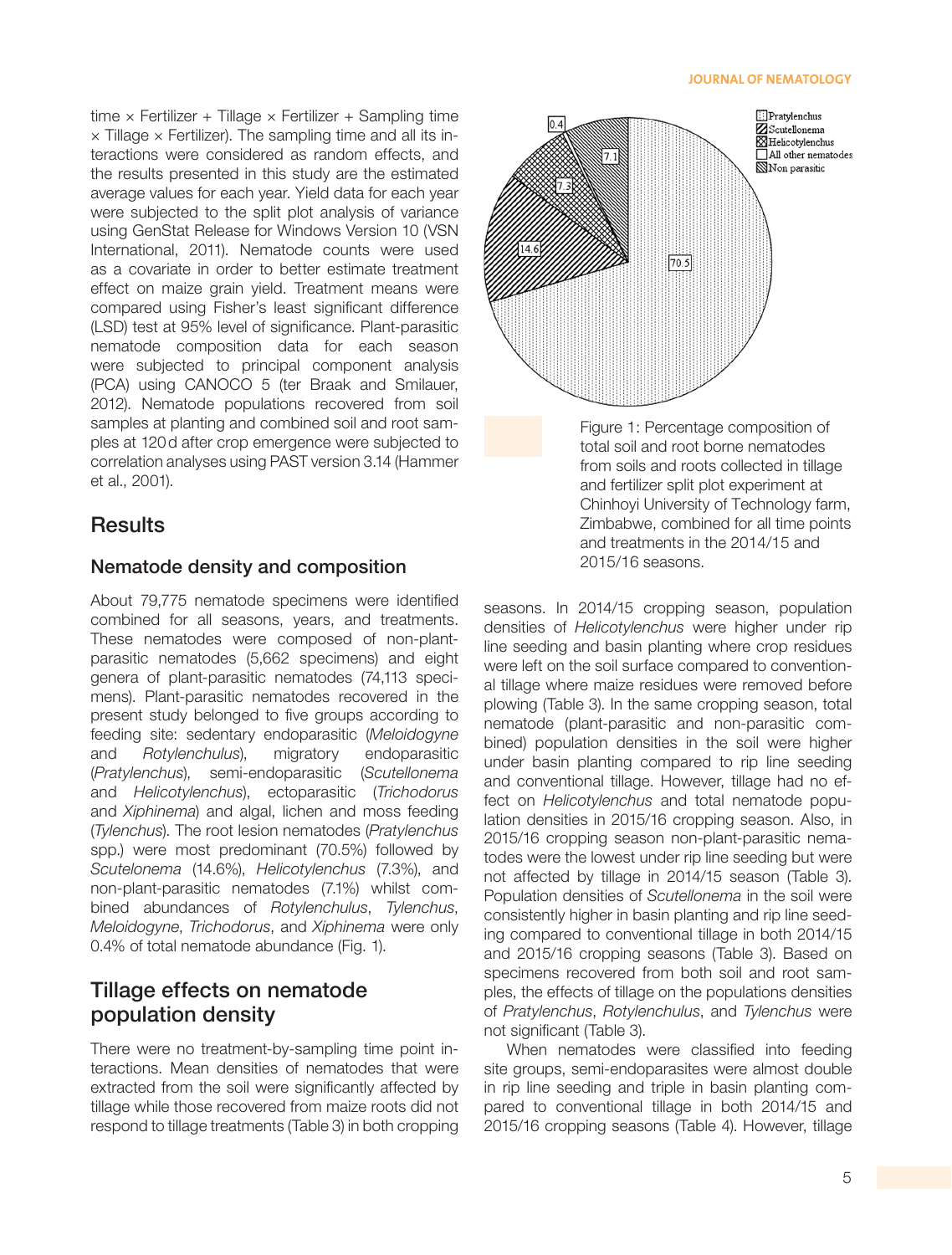time × Fertilizer + Tillage × Fertilizer + Sampling time × Tillage × Fertilizer). The sampling time and all its interactions were considered as random effects, and the results presented in this study are the estimated average values for each year. Yield data for each year were subjected to the split plot analysis of variance using GenStat Release for Windows Version 10 (VSN International, 2011). Nematode counts were used as a covariate in order to better estimate treatment effect on maize grain yield. Treatment means were compared using Fisher's least significant difference (LSD) test at 95% level of significance. Plant-parasitic nematode composition data for each season were subjected to principal component analysis (PCA) using CANOCO 5 (ter Braak and Smilauer, 2012). Nematode populations recovered from soil samples at planting and combined soil and root samples at 120 d after crop emergence were subjected to correlation analyses using PAST version 3.14 (Hammer et al., 2001).

## Results

### Nematode density and composition

About 79,775 nematode specimens were identified combined for all seasons, years, and treatments. These nematodes were composed of non-plant-parasitic nematodes (5,662 specimens) and eight genera of plant-parasitic nematodes (74,113 specimens). Plant-parasitic nematodes recovered in the present study belonged to five groups according to feeding site: sedentary endoparasitic (*Meloidogyne* and *Rotylenchulus*), migratory endoparasitic (*Pratylenchus*), semi-endoparasitic (*Scutellonema* and *Helicotylenchus*), ectoparasitic (*Trichodorus* and *Xiphinema*) and algal, lichen and moss feeding (*Tylenchus*). The root lesion nematodes (*Pratylenchus* spp.) were most predominant (70.5%) followed by *Scutelonema* (14.6%), *Helicotylenchus* (7.3%), and non-plant-parasitic nematodes (7.1%) whilst combined abundances of *Rotylenchulus*, *Tylenchus*, *Meloidogyne*, *Trichodorus*, and *Xiphinema* were only 0.4% of total nematode abundance (Fig. 1).

Figure 1: Percentage composition of total soil and root borne nematodes from soils and roots collected in tillage and fertilizer split plot experiment at Chinhoyi University of Technology farm, Zimbabwe, combined for all time points and treatments in the 2014/15 and 2015/16 seasons.

### Tillage effects on nematode population density

There were no treatment-by-sampling time point interactions. Mean densities of nematodes that were extracted from the soil were significantly affected by tillage while those recovered from maize roots did not respond to tillage treatments (Table 3) in both cropping seasons. In 2014/15 cropping season, population densities of *Helicotylenchus* were higher under rip line seeding and basin planting where crop residues were left on the soil surface compared to conventional tillage where maize residues were removed before plowing (Table 3). In the same cropping season, total nematode (plant-parasitic and non-parasitic combined) population densities in the soil were higher under basin planting compared to rip line seeding and conventional tillage. However, tillage had no effect on *Helicotylenchus* and total nematode population densities in 2015/16 cropping season. Also, in 2015/16 cropping season non-plant-parasitic nematodes were the lowest under rip line seeding but were not affected by tillage in 2014/15 season (Table 3). Population densities of *Scutellonema* in the soil were consistently higher in basin planting and rip line seeding compared to conventional tillage in both 2014/15 and 2015/16 cropping seasons (Table 3). Based on specimens recovered from both soil and root samples, the effects of tillage on the populations densities of *Pratylenchus*, *Rotylenchulus*, and *Tylenchus* were not significant (Table 3).

When nematodes were classified into feeding site groups, semi-endoparasites were almost double in rip line seeding and triple in basin planting compared to conventional tillage in both 2014/15 and 2015/16 cropping seasons (Table 4). However, tillage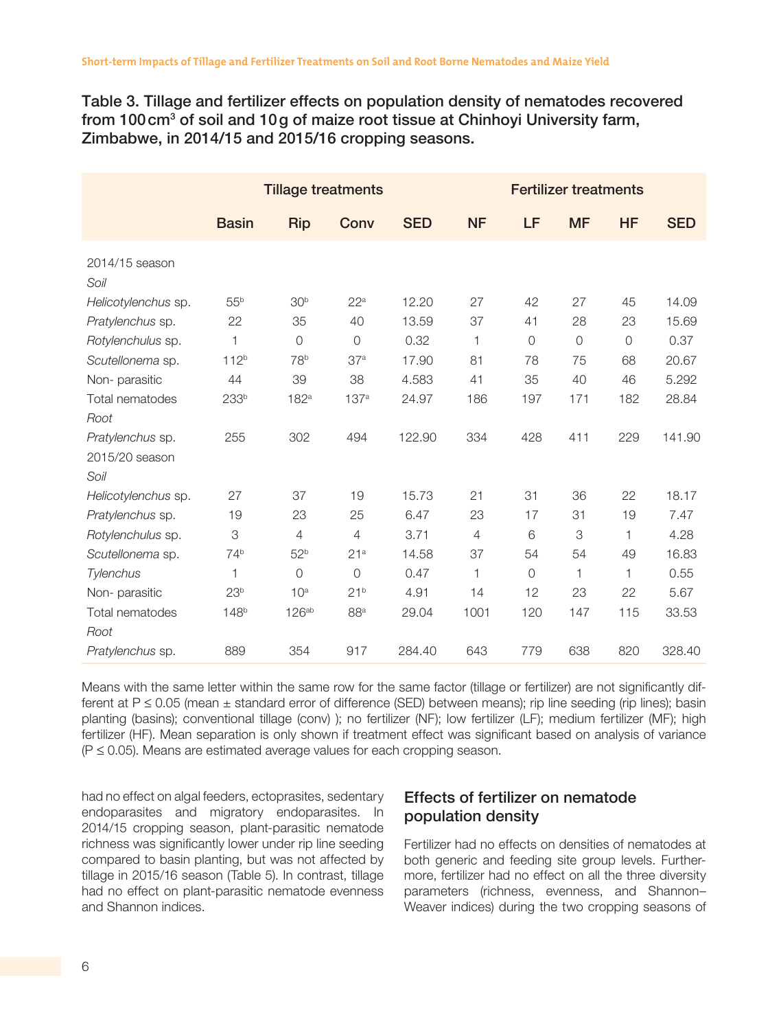**Table 3. Tillage and fertilizer effects on population density of nematodes recovered from 100 cm³ of soil and 10 g of maize root tissue at Chinhoyi University farm, Zimbabwe, in 2014/15 and 2015/16 cropping seasons.**

| | Tillage treatments | | | | Fertilizer treatments | | | | |
|---|---|---|---|---|---|---|---|---|---|
| | Basin | Rip | Conv | SED | NF | LF | MF | HF | SED |
| 2014/15 season | | | | | | | | | |
| *Soil* | | | | | | | | | |
| *Helicotylenchus* sp. | 55[b] | 30[b] | 22[a] | 12.20 | 27 | 42 | 27 | 45 | 14.09 |
| *Pratylenchus* sp. | 22 | 35 | 40 | 13.59 | 37 | 41 | 28 | 23 | 15.69 |
| *Rotylenchulus* sp. | 1 | 0 | 0 | 0.32 | 1 | 0 | 0 | 0 | 0.37 |
| *Scutellonema* sp. | 112[b] | 78[b] | 37[a] | 17.90 | 81 | 78 | 75 | 68 | 20.67 |
| Non- parasitic | 44 | 39 | 38 | 4.583 | 41 | 35 | 40 | 46 | 5.292 |
| Total nematodes | 233[b] | 182[a] | 137[a] | 24.97 | 186 | 197 | 171 | 182 | 28.84 |
| *Root* | | | | | | | | | |
| *Pratylenchus* sp. | 255 | 302 | 494 | 122.90 | 334 | 428 | 411 | 229 | 141.90 |
| 2015/20 season | | | | | | | | | |
| *Soil* | | | | | | | | | |
| *Helicotylenchus* sp. | 27 | 37 | 19 | 15.73 | 21 | 31 | 36 | 22 | 18.17 |
| *Pratylenchus* sp. | 19 | 23 | 25 | 6.47 | 23 | 17 | 31 | 19 | 7.47 |
| *Rotylenchulus* sp. | 3 | 4 | 4 | 3.71 | 4 | 6 | 3 | 1 | 4.28 |
| *Scutellonema* sp. | 74[b] | 52[b] | 21[a] | 14.58 | 37 | 54 | 54 | 49 | 16.83 |
| *Tylenchus* | 1 | 0 | 0 | 0.47 | 1 | 0 | 1 | 1 | 0.55 |
| Non- parasitic | 23[b] | 10[a] | 21[b] | 4.91 | 14 | 12 | 23 | 22 | 5.67 |
| Total nematodes | 148[b] | 126[ab] | 88[a] | 29.04 | 1001 | 120 | 147 | 115 | 33.53 |
| *Root* | | | | | | | | | |
| *Pratylenchus* sp. | 889 | 354 | 917 | 284.40 | 643 | 779 | 638 | 820 | 328.40 |

Means with the same letter within the same row for the same factor (tillage or fertilizer) are not significantly different at P ≤ 0.05 (mean ± standard error of difference (SED) between means); rip line seeding (rip lines); basin planting (basins); conventional tillage (conv) ); no fertilizer (NF); low fertilizer (LF); medium fertilizer (MF); high fertilizer (HF). Mean separation is only shown if treatment effect was significant based on analysis of variance (P ≤ 0.05). Means are estimated average values for each cropping season.

had no effect on algal feeders, ectoprasites, sedentary endoparasites and migratory endoparasites. In 2014/15 cropping season, plant-parasitic nematode richness was significantly lower under rip line seeding compared to basin planting, but was not affected by tillage in 2015/16 season (Table 5). In contrast, tillage had no effect on plant-parasitic nematode evenness and Shannon indices.

## Effects of fertilizer on nematode population density

Fertilizer had no effects on densities of nematodes at both generic and feeding site group levels. Furthermore, fertilizer had no effect on all the three diversity parameters (richness, evenness, and Shannon–Weaver indices) during the two cropping seasons of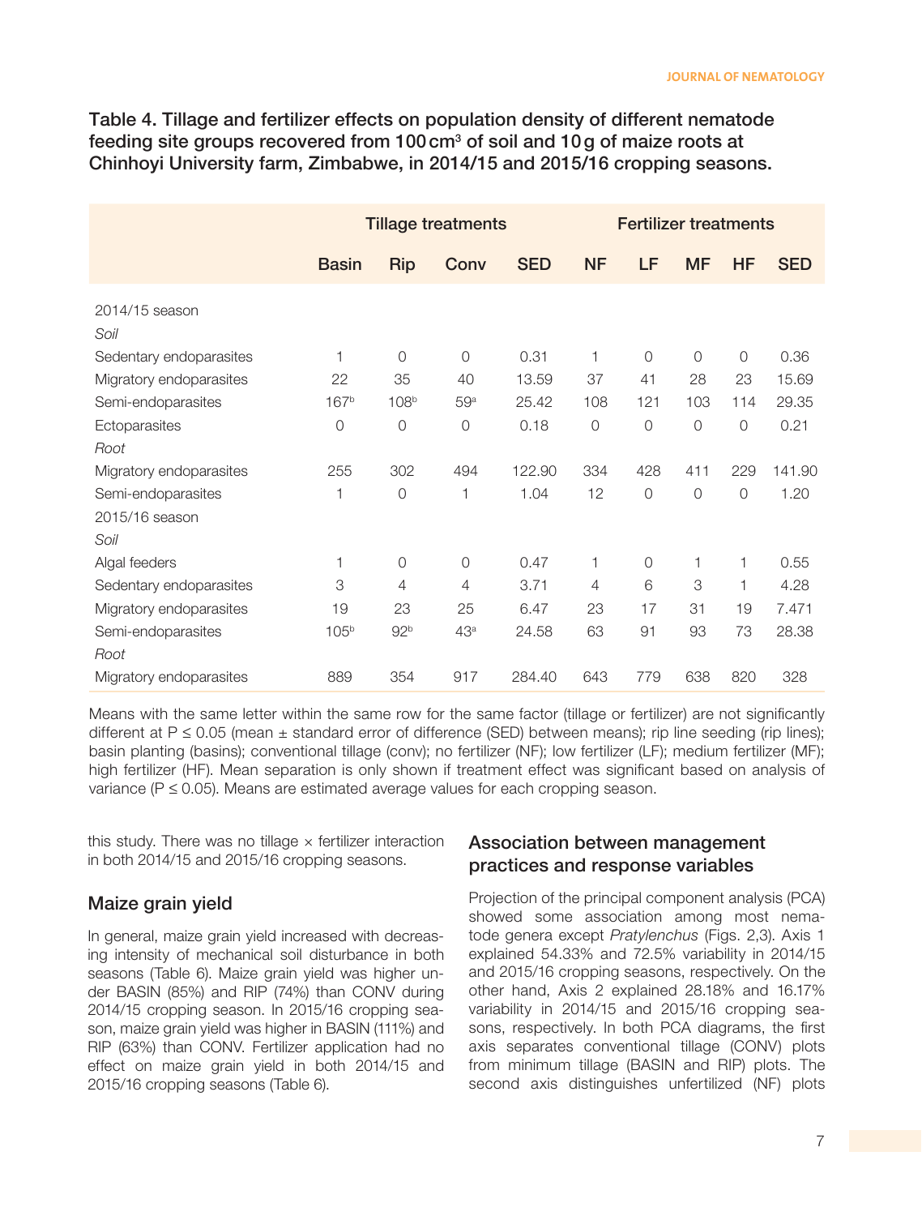Table 4. Tillage and fertilizer effects on population density of different nematode feeding site groups recovered from 100 cm³ of soil and 10 g of maize roots at Chinhoyi University farm, Zimbabwe, in 2014/15 and 2015/16 cropping seasons.

| | Tillage treatments | | | | Fertilizer treatments | | | | |
|---|---|---|---|---|---|---|---|---|---|
| | Basin | Rip | Conv | SED | NF | LF | MF | HF | SED |
| 2014/15 season | | | | | | | | | |
| *Soil* | | | | | | | | | |
| Sedentary endoparasites | 1 | 0 | 0 | 0.31 | 1 | 0 | 0 | 0 | 0.36 |
| Migratory endoparasites | 22 | 35 | 40 | 13.59 | 37 | 41 | 28 | 23 | 15.69 |
| Semi-endoparasites | 167[b] | 108[b] | 59[a] | 25.42 | 108 | 121 | 103 | 114 | 29.35 |
| Ectoparasites | 0 | 0 | 0 | 0.18 | 0 | 0 | 0 | 0 | 0.21 |
| *Root* | | | | | | | | | |
| Migratory endoparasites | 255 | 302 | 494 | 122.90 | 334 | 428 | 411 | 229 | 141.90 |
| Semi-endoparasites | 1 | 0 | 1 | 1.04 | 12 | 0 | 0 | 0 | 1.20 |
| 2015/16 season | | | | | | | | | |
| *Soil* | | | | | | | | | |
| Algal feeders | 1 | 0 | 0 | 0.47 | 1 | 0 | 1 | 1 | 0.55 |
| Sedentary endoparasites | 3 | 4 | 4 | 3.71 | 4 | 6 | 3 | 1 | 4.28 |
| Migratory endoparasites | 19 | 23 | 25 | 6.47 | 23 | 17 | 31 | 19 | 7.471 |
| Semi-endoparasites | 105[b] | 92[b] | 43[a] | 24.58 | 63 | 91 | 93 | 73 | 28.38 |
| *Root* | | | | | | | | | |
| Migratory endoparasites | 889 | 354 | 917 | 284.40 | 643 | 779 | 638 | 820 | 328 |

Means with the same letter within the same row for the same factor (tillage or fertilizer) are not significantly different at $P \leq 0.05$ (mean ± standard error of difference (SED) between means); rip line seeding (rip lines); basin planting (basins); conventional tillage (conv); no fertilizer (NF); low fertilizer (LF); medium fertilizer (MF); high fertilizer (HF). Mean separation is only shown if treatment effect was significant based on analysis of variance ($P \leq 0.05$). Means are estimated average values for each cropping season.

this study. There was no tillage × fertilizer interaction in both 2014/15 and 2015/16 cropping seasons.

## Maize grain yield

In general, maize grain yield increased with decreasing intensity of mechanical soil disturbance in both seasons (Table 6). Maize grain yield was higher under BASIN (85%) and RIP (74%) than CONV during 2014/15 cropping season. In 2015/16 cropping season, maize grain yield was higher in BASIN (111%) and RIP (63%) than CONV. Fertilizer application had no effect on maize grain yield in both 2014/15 and 2015/16 cropping seasons (Table 6).

## Association between management practices and response variables

Projection of the principal component analysis (PCA) showed some association among most nematode genera except *Pratylenchus* (Figs. 2,3). Axis 1 explained 54.33% and 72.5% variability in 2014/15 and 2015/16 cropping seasons, respectively. On the other hand, Axis 2 explained 28.18% and 16.17% variability in 2014/15 and 2015/16 cropping seasons, respectively. In both PCA diagrams, the first axis separates conventional tillage (CONV) plots from minimum tillage (BASIN and RIP) plots. The second axis distinguishes unfertilized (NF) plots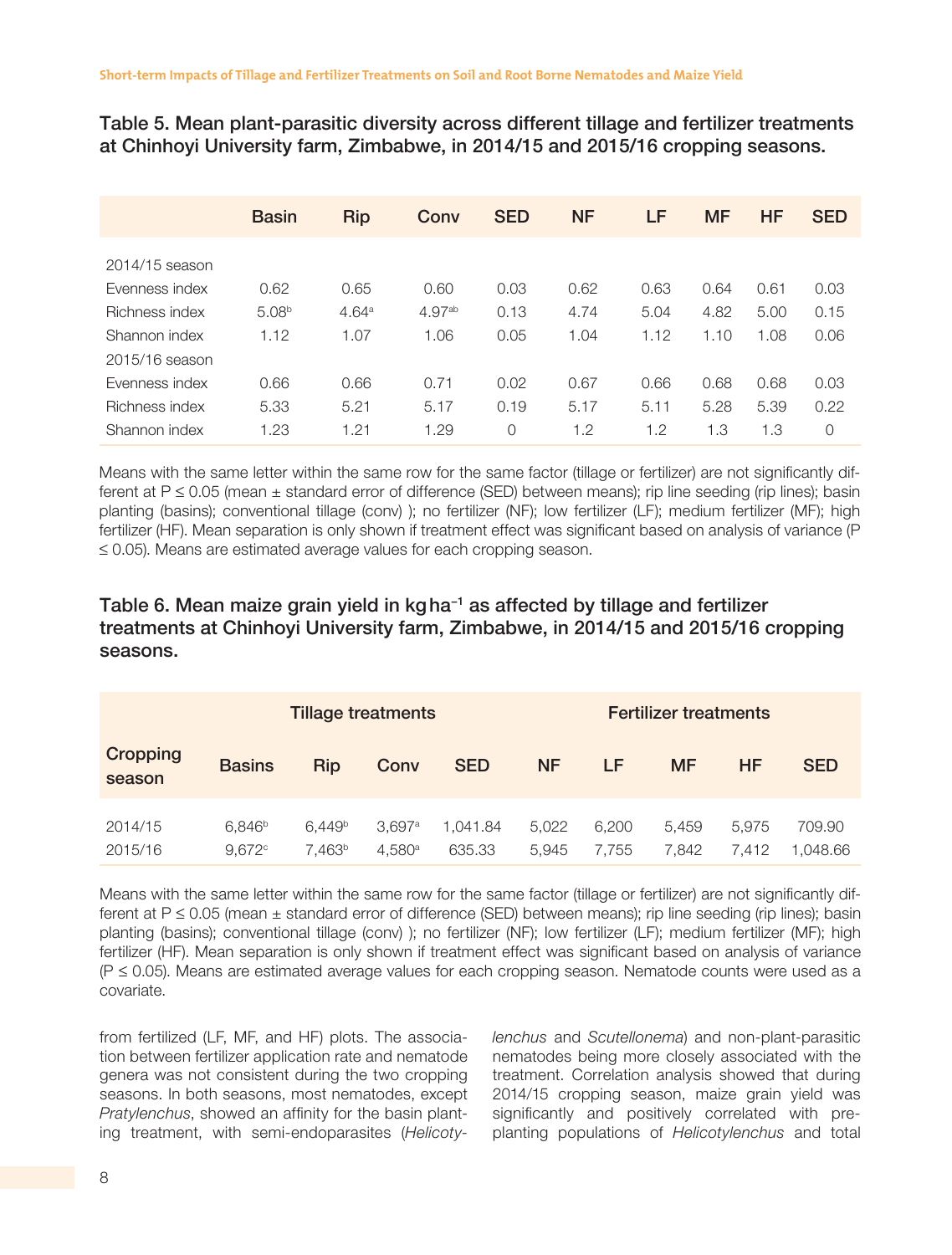**Table 5. Mean plant-parasitic diversity across different tillage and fertilizer treatments at Chinhoyi University farm, Zimbabwe, in 2014/15 and 2015/16 cropping seasons.**

| | Basin | Rip | Conv | SED | NF | LF | MF | HF | SED |
|---|---|---|---|---|---|---|---|---|---|
| 2014/15 season | | | | | | | | | |
| Evenness index | 0.62 | 0.65 | 0.60 | 0.03 | 0.62 | 0.63 | 0.64 | 0.61 | 0.03 |
| Richness index | 5.08[b] | 4.64[a] | 4.97[ab] | 0.13 | 4.74 | 5.04 | 4.82 | 5.00 | 0.15 |
| Shannon index | 1.12 | 1.07 | 1.06 | 0.05 | 1.04 | 1.12 | 1.10 | 1.08 | 0.06 |
| 2015/16 season | | | | | | | | | |
| Evenness index | 0.66 | 0.66 | 0.71 | 0.02 | 0.67 | 0.66 | 0.68 | 0.68 | 0.03 |
| Richness index | 5.33 | 5.21 | 5.17 | 0.19 | 5.17 | 5.11 | 5.28 | 5.39 | 0.22 |
| Shannon index | 1.23 | 1.21 | 1.29 | 0 | 1.2 | 1.2 | 1.3 | 1.3 | 0 |

Means with the same letter within the same row for the same factor (tillage or fertilizer) are not significantly different at P ≤ 0.05 (mean ± standard error of difference (SED) between means); rip line seeding (rip lines); basin planting (basins); conventional tillage (conv) ); no fertilizer (NF); low fertilizer (LF); medium fertilizer (MF); high fertilizer (HF). Mean separation is only shown if treatment effect was significant based on analysis of variance (P ≤ 0.05). Means are estimated average values for each cropping season.

**Table 6. Mean maize grain yield in kg ha$^{-1}$ as affected by tillage and fertilizer treatments at Chinhoyi University farm, Zimbabwe, in 2014/15 and 2015/16 cropping seasons.**

| | Tillage treatments | | | | Fertilizer treatments | | | | |
|---|---|---|---|---|---|---|---|---|---|
| Cropping season | Basins | Rip | Conv | SED | NF | LF | MF | HF | SED |
| 2014/15 | 6,846[b] | 6,449[b] | 3,697[a] | 1,041.84 | 5,022 | 6,200 | 5,459 | 5,975 | 709.90 |
| 2015/16 | 9,672[c] | 7,463[b] | 4,580[a] | 635.33 | 5,945 | 7,755 | 7,842 | 7,412 | 1,048.66 |

Means with the same letter within the same row for the same factor (tillage or fertilizer) are not significantly different at P ≤ 0.05 (mean ± standard error of difference (SED) between means); rip line seeding (rip lines); basin planting (basins); conventional tillage (conv) ); no fertilizer (NF); low fertilizer (LF); medium fertilizer (MF); high fertilizer (HF). Mean separation is only shown if treatment effect was significant based on analysis of variance (P ≤ 0.05). Means are estimated average values for each cropping season. Nematode counts were used as a covariate.

from fertilized (LF, MF, and HF) plots. The association between fertilizer application rate and nematode genera was not consistent during the two cropping seasons. In both seasons, most nematodes, except *Pratylenchus*, showed an affinity for the basin planting treatment, with semi-endoparasites (*Helicotylenchus* and *Scutellonema*) and non-plant-parasitic nematodes being more closely associated with the treatment. Correlation analysis showed that during 2014/15 cropping season, maize grain yield was significantly and positively correlated with pre-planting populations of *Helicotylenchus* and total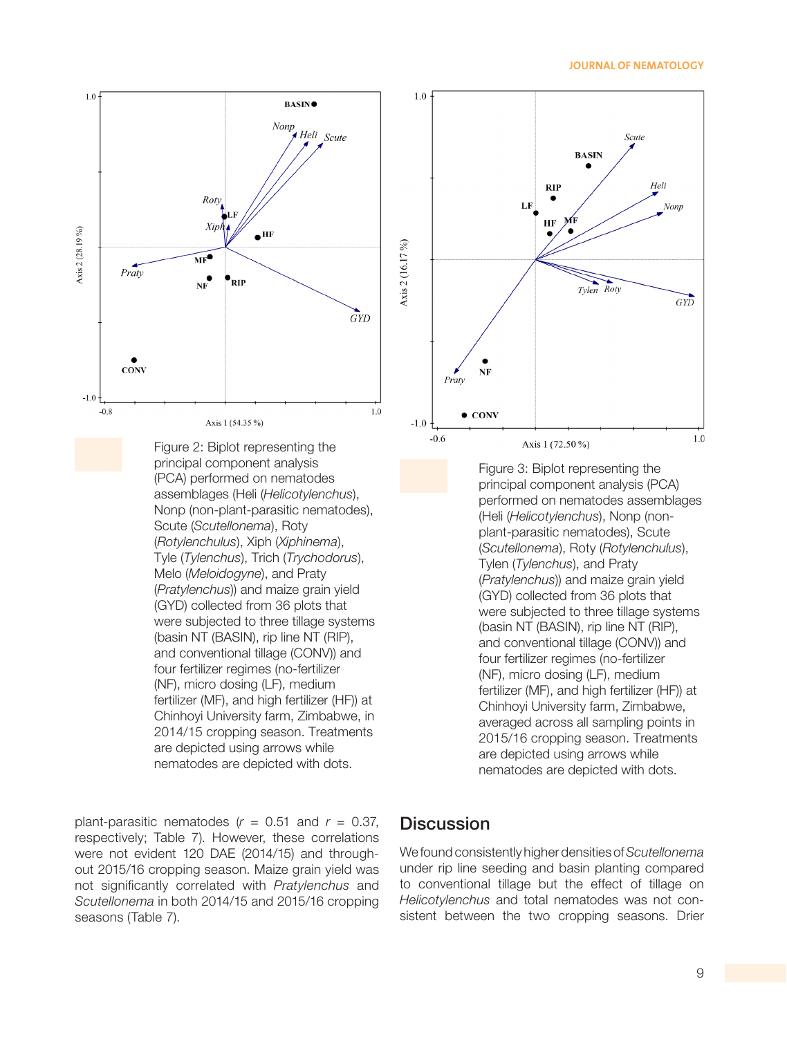Figure 2: Biplot representing the principal component analysis (PCA) performed on nematodes assemblages (Heli (*Helicotylenchus*), Nonp (non-plant-parasitic nematodes), Scute (*Scutellonema*), Roty (*Rotylenchulus*), Xiph (*Xiphinema*), Tyle (*Tylenchus*), Trich (*Trychodorus*), Melo (*Meloidogyne*), and Praty (*Pratylenchus*)) and maize grain yield (GYD) collected from 36 plots that were subjected to three tillage systems (basin NT (BASIN), rip line NT (RIP), and conventional tillage (CONV)) and four fertilizer regimes (no-fertilizer (NF), micro dosing (LF), medium fertilizer (MF), and high fertilizer (HF)) at Chinhoyi University farm, Zimbabwe, in 2014/15 cropping season. Treatments are depicted using arrows while nematodes are depicted with dots.

Figure 3: Biplot representing the principal component analysis (PCA) performed on nematodes assemblages (Heli (*Helicotylenchus*), Nonp (non-plant-parasitic nematodes), Scute (*Scutellonema*), Roty (*Rotylenchulus*), Tylen (*Tylenchus*), and Praty (*Pratylenchus*)) and maize grain yield (GYD) collected from 36 plots that were subjected to three tillage systems (basin NT (BASIN), rip line NT (RIP), and conventional tillage (CONV)) and four fertilizer regimes (no-fertilizer (NF), micro dosing (LF), medium fertilizer (MF), and high fertilizer (HF)) at Chinhoyi University farm, Zimbabwe, averaged across all sampling points in 2015/16 cropping season. Treatments are depicted using arrows while nematodes are depicted with dots.

plant-parasitic nematodes ($r$ = 0.51 and $r$ = 0.37, respectively; Table 7). However, these correlations were not evident 120 DAE (2014/15) and throughout 2015/16 cropping season. Maize grain yield was not significantly correlated with *Pratylenchus* and *Scutellonema* in both 2014/15 and 2015/16 cropping seasons (Table 7).

## Discussion

We found consistently higher densities of *Scutellonema* under rip line seeding and basin planting compared to conventional tillage but the effect of tillage on *Helicotylenchus* and total nematodes was not consistent between the two cropping seasons. Drier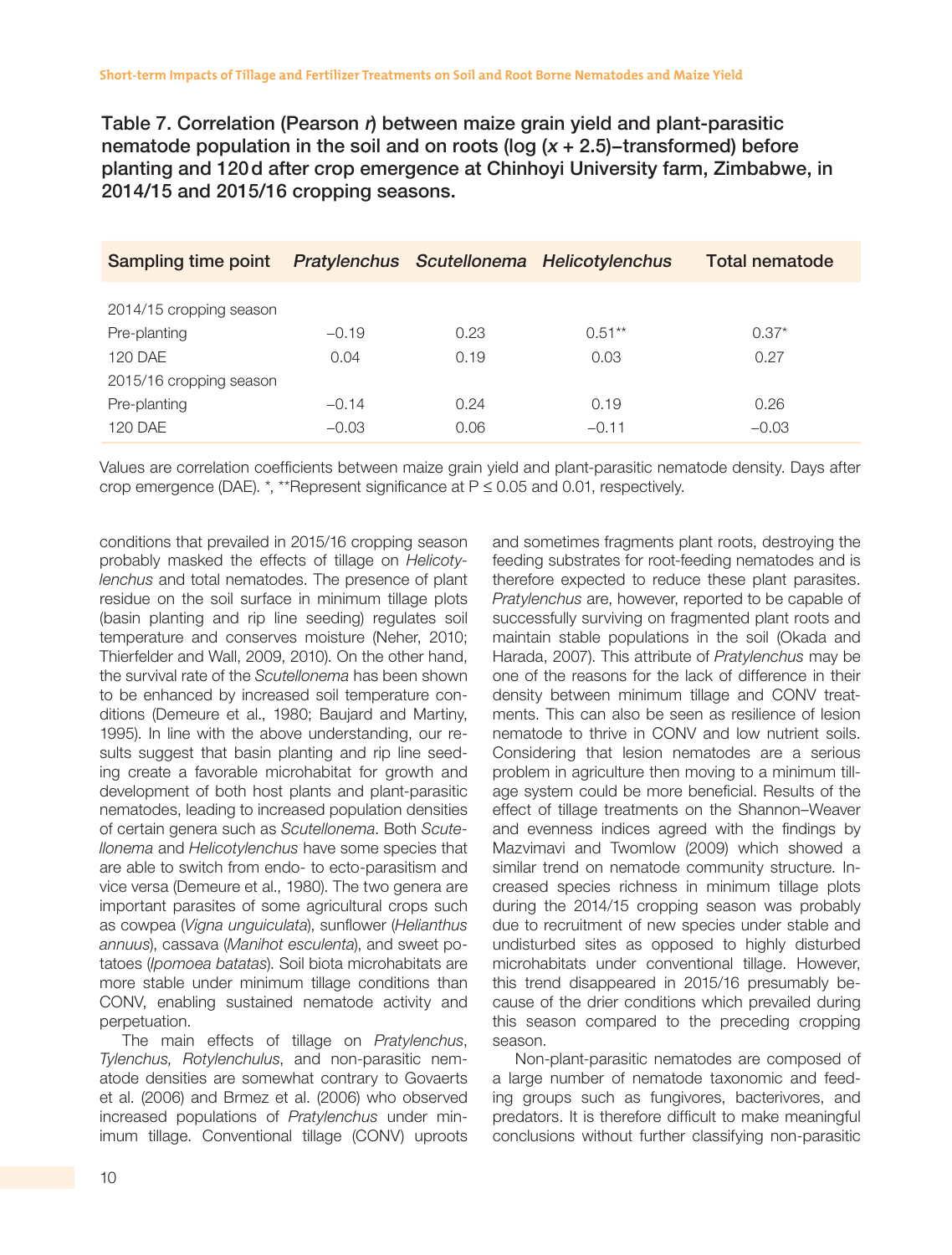Table 7. Correlation (Pearson *r*) between maize grain yield and plant-parasitic nematode population in the soil and on roots (log ($x$ + 2.5)–transformed) before planting and 120 d after crop emergence at Chinhoyi University farm, Zimbabwe, in 2014/15 and 2015/16 cropping seasons.

| Sampling time point | *Pratylenchus* | *Scutellonema* | *Helicotylenchus* | Total nematode |
|---|---|---|---|---|
| 2014/15 cropping season | | | | |
| Pre-planting | −0.19 | 0.23 | 0.51** | 0.37* |
| 120 DAE | 0.04 | 0.19 | 0.03 | 0.27 |
| 2015/16 cropping season | | | | |
| Pre-planting | −0.14 | 0.24 | 0.19 | 0.26 |
| 120 DAE | −0.03 | 0.06 | −0.11 | −0.03 |

Values are correlation coefficients between maize grain yield and plant-parasitic nematode density. Days after crop emergence (DAE). *, **Represent significance at P ≤ 0.05 and 0.01, respectively.

conditions that prevailed in 2015/16 cropping season probably masked the effects of tillage on *Helicotylenchus* and total nematodes. The presence of plant residue on the soil surface in minimum tillage plots (basin planting and rip line seeding) regulates soil temperature and conserves moisture (Neher, 2010; Thierfelder and Wall, 2009, 2010). On the other hand, the survival rate of the *Scutellonema* has been shown to be enhanced by increased soil temperature conditions (Demeure et al., 1980; Baujard and Martiny, 1995). In line with the above understanding, our results suggest that basin planting and rip line seeding create a favorable microhabitat for growth and development of both host plants and plant-parasitic nematodes, leading to increased population densities of certain genera such as *Scutellonema*. Both *Scutellonema* and *Helicotylenchus* have some species that are able to switch from endo- to ecto-parasitism and vice versa (Demeure et al., 1980). The two genera are important parasites of some agricultural crops such as cowpea (*Vigna unguiculata*), sunflower (*Helianthus annuus*), cassava (*Manihot esculenta*), and sweet potatoes (*Ipomoea batatas*). Soil biota microhabitats are more stable under minimum tillage conditions than CONV, enabling sustained nematode activity and perpetuation.

The main effects of tillage on *Pratylenchus*, *Tylenchus, Rotylenchulus*, and non-parasitic nematode densities are somewhat contrary to Govaerts et al. (2006) and Brmez et al. (2006) who observed increased populations of *Pratylenchus* under minimum tillage. Conventional tillage (CONV) uproots and sometimes fragments plant roots, destroying the feeding substrates for root-feeding nematodes and is therefore expected to reduce these plant parasites. *Pratylenchus* are, however, reported to be capable of successfully surviving on fragmented plant roots and maintain stable populations in the soil (Okada and Harada, 2007). This attribute of *Pratylenchus* may be one of the reasons for the lack of difference in their density between minimum tillage and CONV treatments. This can also be seen as resilience of lesion nematode to thrive in CONV and low nutrient soils. Considering that lesion nematodes are a serious problem in agriculture then moving to a minimum tillage system could be more beneficial. Results of the effect of tillage treatments on the Shannon–Weaver and evenness indices agreed with the findings by Mazvimavi and Twomlow (2009) which showed a similar trend on nematode community structure. Increased species richness in minimum tillage plots during the 2014/15 cropping season was probably due to recruitment of new species under stable and undisturbed sites as opposed to highly disturbed microhabitats under conventional tillage. However, this trend disappeared in 2015/16 presumably because of the drier conditions which prevailed during this season compared to the preceding cropping season.

Non-plant-parasitic nematodes are composed of a large number of nematode taxonomic and feeding groups such as fungivores, bacterivores, and predators. It is therefore difficult to make meaningful conclusions without further classifying non-parasitic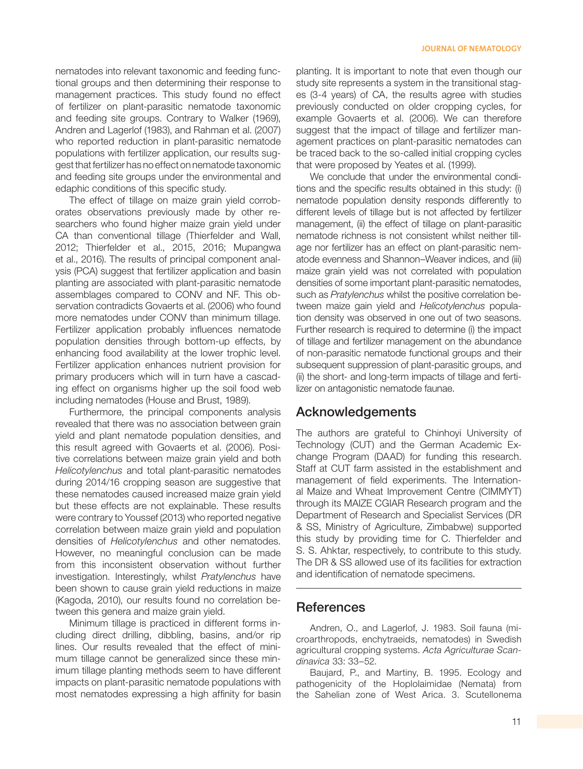nematodes into relevant taxonomic and feeding functional groups and then determining their response to management practices. This study found no effect of fertilizer on plant-parasitic nematode taxonomic and feeding site groups. Contrary to Walker (1969), Andren and Lagerlof (1983), and Rahman et al. (2007) who reported reduction in plant-parasitic nematode populations with fertilizer application, our results suggest that fertilizer has no effect on nematode taxonomic and feeding site groups under the environmental and edaphic conditions of this specific study.

The effect of tillage on maize grain yield corroborates observations previously made by other researchers who found higher maize grain yield under CA than conventional tillage (Thierfelder and Wall, 2012; Thierfelder et al., 2015, 2016; Mupangwa et al., 2016). The results of principal component analysis (PCA) suggest that fertilizer application and basin planting are associated with plant-parasitic nematode assemblages compared to CONV and NF. This observation contradicts Govaerts et al. (2006) who found more nematodes under CONV than minimum tillage. Fertilizer application probably influences nematode population densities through bottom-up effects, by enhancing food availability at the lower trophic level. Fertilizer application enhances nutrient provision for primary producers which will in turn have a cascading effect on organisms higher up the soil food web including nematodes (House and Brust, 1989).

Furthermore, the principal components analysis revealed that there was no association between grain yield and plant nematode population densities, and this result agreed with Govaerts et al. (2006). Positive correlations between maize grain yield and both *Helicotylenchus* and total plant-parasitic nematodes during 2014/16 cropping season are suggestive that these nematodes caused increased maize grain yield but these effects are not explainable. These results were contrary to Youssef (2013) who reported negative correlation between maize grain yield and population densities of *Helicotylenchus* and other nematodes. However, no meaningful conclusion can be made from this inconsistent observation without further investigation. Interestingly, whilst *Pratylenchus* have been shown to cause grain yield reductions in maize (Kagoda, 2010), our results found no correlation between this genera and maize grain yield.

Minimum tillage is practiced in different forms including direct drilling, dibbling, basins, and/or rip lines. Our results revealed that the effect of minimum tillage cannot be generalized since these minimum tillage planting methods seem to have different impacts on plant-parasitic nematode populations with most nematodes expressing a high affinity for basin planting. It is important to note that even though our study site represents a system in the transitional stages (3-4 years) of CA, the results agree with studies previously conducted on older cropping cycles, for example Govaerts et al. (2006). We can therefore suggest that the impact of tillage and fertilizer management practices on plant-parasitic nematodes can be traced back to the so-called initial cropping cycles that were proposed by Yeates et al. (1999).

We conclude that under the environmental conditions and the specific results obtained in this study: (i) nematode population density responds differently to different levels of tillage but is not affected by fertilizer management, (ii) the effect of tillage on plant-parasitic nematode richness is not consistent whilst neither tillage nor fertilizer has an effect on plant-parasitic nematode evenness and Shannon–Weaver indices, and (iii) maize grain yield was not correlated with population densities of some important plant-parasitic nematodes, such as *Pratylenchus* whilst the positive correlation between maize gain yield and *Helicotylenchus* population density was observed in one out of two seasons. Further research is required to determine (i) the impact of tillage and fertilizer management on the abundance of non-parasitic nematode functional groups and their subsequent suppression of plant-parasitic groups, and (ii) the short- and long-term impacts of tillage and fertilizer on antagonistic nematode faunae.

## Acknowledgements

The authors are grateful to Chinhoyi University of Technology (CUT) and the German Academic Exchange Program (DAAD) for funding this research. Staff at CUT farm assisted in the establishment and management of field experiments. The International Maize and Wheat Improvement Centre (CIMMYT) through its MAIZE CGIAR Research program and the Department of Research and Specialist Services (DR & SS, Ministry of Agriculture, Zimbabwe) supported this study by providing time for C. Thierfelder and S. S. Ahktar, respectively, to contribute to this study. The DR & SS allowed use of its facilities for extraction and identification of nematode specimens.

## References

Andren, O., and Lagerlof, J. 1983. Soil fauna (microarthropods, enchytraeids, nematodes) in Swedish agricultural cropping systems. *Acta Agriculturae Scandinavica* 33: 33–52.

Baujard, P., and Martiny, B. 1995. Ecology and pathogenicity of the Hoplolaimidae (Nemata) from the Sahelian zone of West Arica. 3. Scutellonema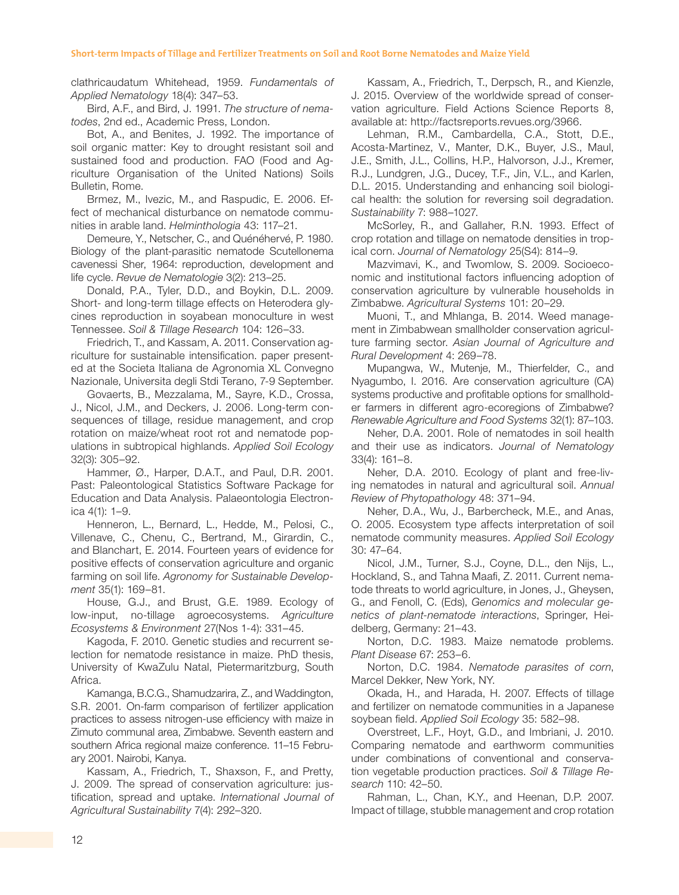clathricaudatum Whitehead, 1959. *Fundamentals of Applied Nematology* 18(4): 347–53.

Bird, A.F., and Bird, J. 1991. *The structure of nematodes*, 2nd ed., Academic Press, London.

Bot, A., and Benites, J. 1992. The importance of soil organic matter: Key to drought resistant soil and sustained food and production. FAO (Food and Agriculture Organisation of the United Nations) Soils Bulletin, Rome.

Brmez, M., Ivezic, M., and Raspudic, E. 2006. Effect of mechanical disturbance on nematode communities in arable land. *Helminthologia* 43: 117–21.

Demeure, Y., Netscher, C., and Quénéhervé, P. 1980. Biology of the plant-parasitic nematode Scutellonema cavenessi Sher, 1964: reproduction, development and life cycle. *Revue de Nematologie* 3(2): 213–25.

Donald, P.A., Tyler, D.D., and Boykin, D.L. 2009. Short- and long-term tillage effects on Heterodera glycines reproduction in soyabean monoculture in west Tennessee. *Soil & Tillage Research* 104: 126–33.

Friedrich, T., and Kassam, A. 2011. Conservation agriculture for sustainable intensification. paper presented at the Societa Italiana de Agronomia XL Convegno Nazionale, Universita degli Stdi Terano, 7-9 September.

Govaerts, B., Mezzalama, M., Sayre, K.D., Crossa, J., Nicol, J.M., and Deckers, J. 2006. Long-term consequences of tillage, residue management, and crop rotation on maize/wheat root rot and nematode populations in subtropical highlands. *Applied Soil Ecology* 32(3): 305–92.

Hammer, Ø., Harper, D.A.T., and Paul, D.R. 2001. Past: Paleontological Statistics Software Package for Education and Data Analysis. Palaeontologia Electronica 4(1): 1–9.

Henneron, L., Bernard, L., Hedde, M., Pelosi, C., Villenave, C., Chenu, C., Bertrand, M., Girardin, C., and Blanchart, E. 2014. Fourteen years of evidence for positive effects of conservation agriculture and organic farming on soil life. *Agronomy for Sustainable Development* 35(1): 169–81.

House, G.J., and Brust, G.E. 1989. Ecology of low-input, no-tillage agroecosystems. *Agriculture Ecosystems & Environment* 27(Nos 1-4): 331–45.

Kagoda, F. 2010. Genetic studies and recurrent selection for nematode resistance in maize. PhD thesis, University of KwaZulu Natal, Pietermaritzburg, South Africa.

Kamanga, B.C.G., Shamudzarira, Z., and Waddington, S.R. 2001. On-farm comparison of fertilizer application practices to assess nitrogen-use efficiency with maize in Zimuto communal area, Zimbabwe. Seventh eastern and southern Africa regional maize conference. 11–15 February 2001. Nairobi, Kanya.

Kassam, A., Friedrich, T., Shaxson, F., and Pretty, J. 2009. The spread of conservation agriculture: justification, spread and uptake. *International Journal of Agricultural Sustainability* 7(4): 292–320.

Kassam, A., Friedrich, T., Derpsch, R., and Kienzle, J. 2015. Overview of the worldwide spread of conservation agriculture. Field Actions Science Reports 8, available at: http://factsreports.revues.org/3966.

Lehman, R.M., Cambardella, C.A., Stott, D.E., Acosta-Martinez, V., Manter, D.K., Buyer, J.S., Maul, J.E., Smith, J.L., Collins, H.P., Halvorson, J.J., Kremer, R.J., Lundgren, J.G., Ducey, T.F., Jin, V.L., and Karlen, D.L. 2015. Understanding and enhancing soil biological health: the solution for reversing soil degradation. *Sustainability* 7: 988–1027.

McSorley, R., and Gallaher, R.N. 1993. Effect of crop rotation and tillage on nematode densities in tropical corn. *Journal of Nematology* 25(S4): 814–9.

Mazvimavi, K., and Twomlow, S. 2009. Socioeconomic and institutional factors influencing adoption of conservation agriculture by vulnerable households in Zimbabwe. *Agricultural Systems* 101: 20–29.

Muoni, T., and Mhlanga, B. 2014. Weed management in Zimbabwean smallholder conservation agriculture farming sector. *Asian Journal of Agriculture and Rural Development* 4: 269–78.

Mupangwa, W., Mutenje, M., Thierfelder, C., and Nyagumbo, I. 2016. Are conservation agriculture (CA) systems productive and profitable options for smallholder farmers in different agro-ecoregions of Zimbabwe? *Renewable Agriculture and Food Systems* 32(1): 87–103.

Neher, D.A. 2001. Role of nematodes in soil health and their use as indicators. *Journal of Nematology* 33(4): 161–8.

Neher, D.A. 2010. Ecology of plant and free-living nematodes in natural and agricultural soil. *Annual Review of Phytopathology* 48: 371–94.

Neher, D.A., Wu, J., Barbercheck, M.E., and Anas, O. 2005. Ecosystem type affects interpretation of soil nematode community measures. *Applied Soil Ecology* 30: 47–64.

Nicol, J.M., Turner, S.J., Coyne, D.L., den Nijs, L., Hockland, S., and Tahna Maafi, Z. 2011. Current nematode threats to world agriculture, in Jones, J., Gheysen, G., and Fenoll, C. (Eds), *Genomics and molecular genetics of plant-nematode interactions*, Springer, Heidelberg, Germany: 21–43.

Norton, D.C. 1983. Maize nematode problems. *Plant Disease* 67: 253–6.

Norton, D.C. 1984. *Nematode parasites of corn*, Marcel Dekker, New York, NY.

Okada, H., and Harada, H. 2007. Effects of tillage and fertilizer on nematode communities in a Japanese soybean field. *Applied Soil Ecology* 35: 582–98.

Overstreet, L.F., Hoyt, G.D., and Imbriani, J. 2010. Comparing nematode and earthworm communities under combinations of conventional and conservation vegetable production practices. *Soil & Tillage Research* 110: 42–50.

Rahman, L., Chan, K.Y., and Heenan, D.P. 2007. Impact of tillage, stubble management and crop rotation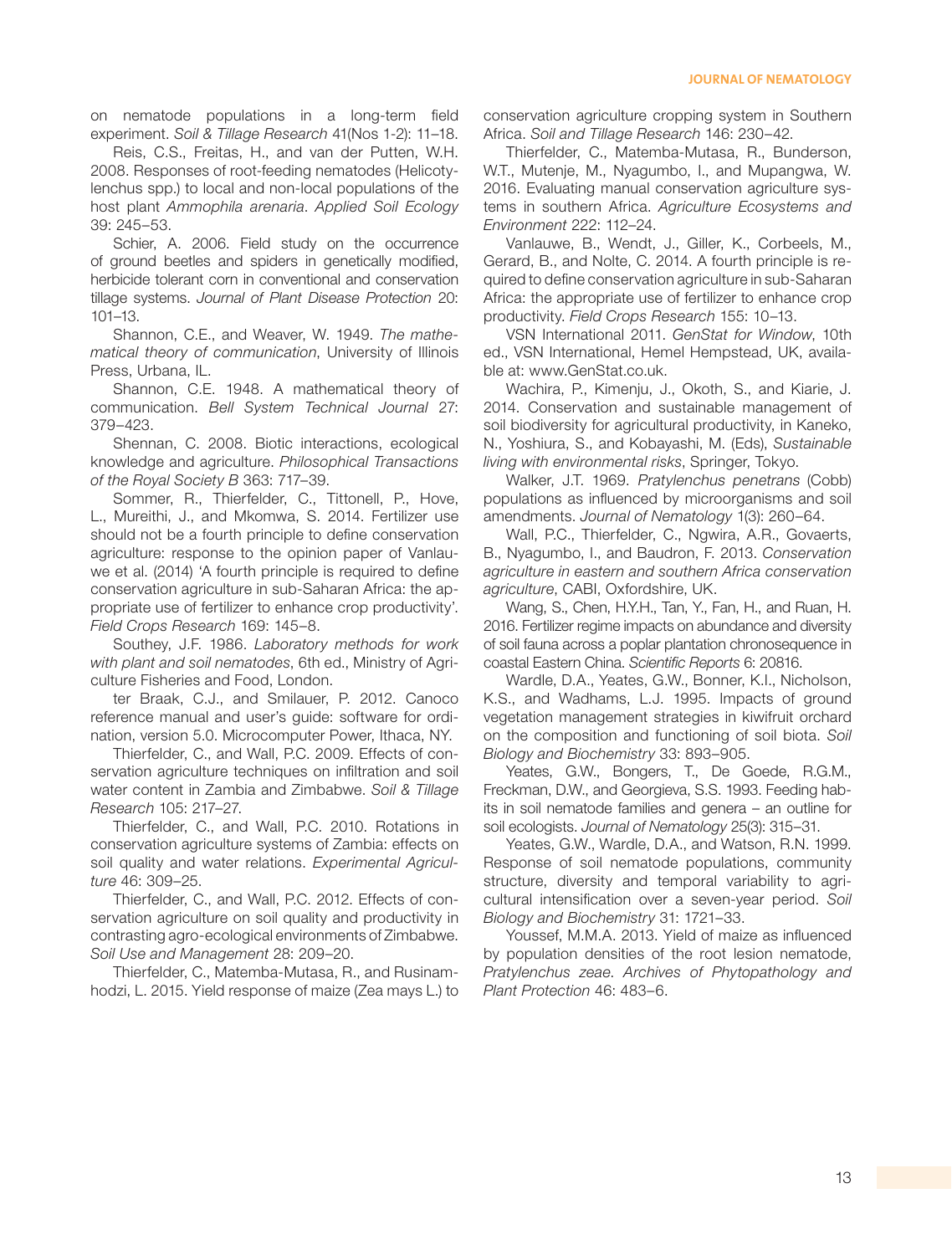on nematode populations in a long-term field experiment. *Soil & Tillage Research* 41(Nos 1-2): 11–18.

Reis, C.S., Freitas, H., and van der Putten, W.H. 2008. Responses of root-feeding nematodes (Helicotylenchus spp.) to local and non-local populations of the host plant *Ammophila arenaria*. *Applied Soil Ecology* 39: 245–53.

Schier, A. 2006. Field study on the occurrence of ground beetles and spiders in genetically modified, herbicide tolerant corn in conventional and conservation tillage systems. *Journal of Plant Disease Protection* 20: 101–13.

Shannon, C.E., and Weaver, W. 1949. *The mathematical theory of communication*, University of Illinois Press, Urbana, IL.

Shannon, C.E. 1948. A mathematical theory of communication. *Bell System Technical Journal* 27: 379–423.

Shennan, C. 2008. Biotic interactions, ecological knowledge and agriculture. *Philosophical Transactions of the Royal Society B* 363: 717–39.

Sommer, R., Thierfelder, C., Tittonell, P., Hove, L., Mureithi, J., and Mkomwa, S. 2014. Fertilizer use should not be a fourth principle to define conservation agriculture: response to the opinion paper of Vanlauwe et al. (2014) 'A fourth principle is required to define conservation agriculture in sub-Saharan Africa: the appropriate use of fertilizer to enhance crop productivity'. *Field Crops Research* 169: 145–8.

Southey, J.F. 1986. *Laboratory methods for work with plant and soil nematodes*, 6th ed., Ministry of Agriculture Fisheries and Food, London.

ter Braak, C.J., and Smilauer, P. 2012. Canoco reference manual and user's guide: software for ordination, version 5.0. Microcomputer Power, Ithaca, NY.

Thierfelder, C., and Wall, P.C. 2009. Effects of conservation agriculture techniques on infiltration and soil water content in Zambia and Zimbabwe. *Soil & Tillage Research* 105: 217–27.

Thierfelder, C., and Wall, P.C. 2010. Rotations in conservation agriculture systems of Zambia: effects on soil quality and water relations. *Experimental Agriculture* 46: 309–25.

Thierfelder, C., and Wall, P.C. 2012. Effects of conservation agriculture on soil quality and productivity in contrasting agro-ecological environments of Zimbabwe. *Soil Use and Management* 28: 209–20.

Thierfelder, C., Matemba-Mutasa, R., and Rusinamhodzi, L. 2015. Yield response of maize (Zea mays L.) to conservation agriculture cropping system in Southern Africa. *Soil and Tillage Research* 146: 230–42.

Thierfelder, C., Matemba-Mutasa, R., Bunderson, W.T., Mutenje, M., Nyagumbo, I., and Mupangwa, W. 2016. Evaluating manual conservation agriculture systems in southern Africa. *Agriculture Ecosystems and Environment* 222: 112–24.

Vanlauwe, B., Wendt, J., Giller, K., Corbeels, M., Gerard, B., and Nolte, C. 2014. A fourth principle is required to define conservation agriculture in sub-Saharan Africa: the appropriate use of fertilizer to enhance crop productivity. *Field Crops Research* 155: 10–13.

VSN International 2011. *GenStat for Window*, 10th ed., VSN International, Hemel Hempstead, UK, available at: www.GenStat.co.uk.

Wachira, P., Kimenju, J., Okoth, S., and Kiarie, J. 2014. Conservation and sustainable management of soil biodiversity for agricultural productivity, in Kaneko, N., Yoshiura, S., and Kobayashi, M. (Eds), *Sustainable living with environmental risks*, Springer, Tokyo.

Walker, J.T. 1969. *Pratylenchus penetrans* (Cobb) populations as influenced by microorganisms and soil amendments. *Journal of Nematology* 1(3): 260–64.

Wall, P.C., Thierfelder, C., Ngwira, A.R., Govaerts, B., Nyagumbo, I., and Baudron, F. 2013. *Conservation agriculture in eastern and southern Africa conservation agriculture*, CABI, Oxfordshire, UK.

Wang, S., Chen, H.Y.H., Tan, Y., Fan, H., and Ruan, H. 2016. Fertilizer regime impacts on abundance and diversity of soil fauna across a poplar plantation chronosequence in coastal Eastern China. *Scientific Reports* 6: 20816.

Wardle, D.A., Yeates, G.W., Bonner, K.I., Nicholson, K.S., and Wadhams, L.J. 1995. Impacts of ground vegetation management strategies in kiwifruit orchard on the composition and functioning of soil biota. *Soil Biology and Biochemistry* 33: 893–905.

Yeates, G.W., Bongers, T., De Goede, R.G.M., Freckman, D.W., and Georgieva, S.S. 1993. Feeding habits in soil nematode families and genera – an outline for soil ecologists. *Journal of Nematology* 25(3): 315–31.

Yeates, G.W., Wardle, D.A., and Watson, R.N. 1999. Response of soil nematode populations, community structure, diversity and temporal variability to agricultural intensification over a seven-year period. *Soil Biology and Biochemistry* 31: 1721–33.

Youssef, M.M.A. 2013. Yield of maize as influenced by population densities of the root lesion nematode, *Pratylenchus zeae*. *Archives of Phytopathology and Plant Protection* 46: 483–6.